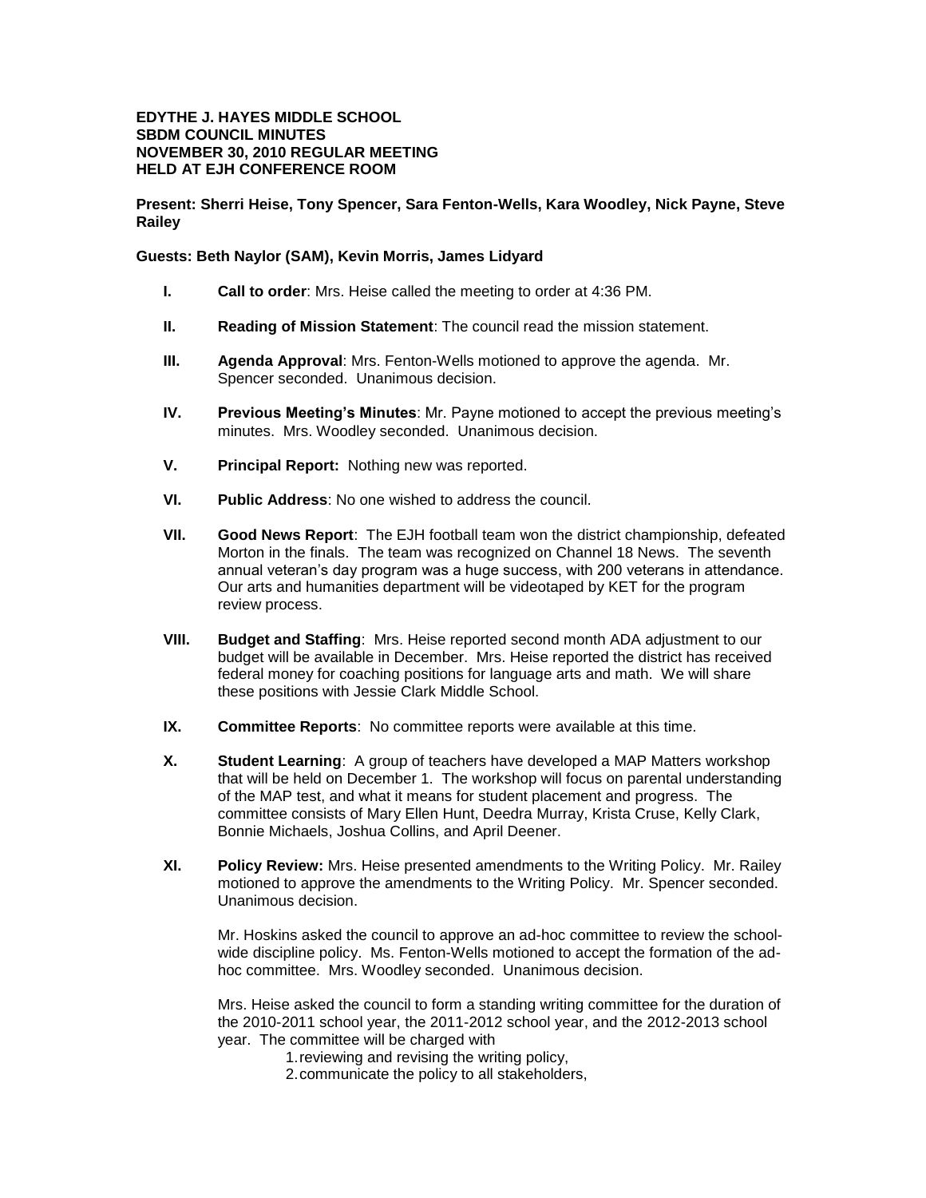**EDYTHE J. HAYES MIDDLE SCHOOL**
**SBDM COUNCIL MINUTES**
**NOVEMBER 30, 2010 REGULAR MEETING**
**HELD AT EJH CONFERENCE ROOM**

**Present: Sherri Heise, Tony Spencer, Sara Fenton-Wells, Kara Woodley, Nick Payne, Steve Railey**

**Guests: Beth Naylor (SAM), Kevin Morris, James Lidyard**

I. **Call to order**: Mrs. Heise called the meeting to order at 4:36 PM.

II. **Reading of Mission Statement**: The council read the mission statement.

III. **Agenda Approval**: Mrs. Fenton-Wells motioned to approve the agenda. Mr. Spencer seconded. Unanimous decision.

IV. **Previous Meeting's Minutes**: Mr. Payne motioned to accept the previous meeting's minutes. Mrs. Woodley seconded. Unanimous decision.

V. **Principal Report:** Nothing new was reported.

VI. **Public Address**: No one wished to address the council.

VII. **Good News Report**: The EJH football team won the district championship, defeated Morton in the finals. The team was recognized on Channel 18 News. The seventh annual veteran's day program was a huge success, with 200 veterans in attendance. Our arts and humanities department will be videotaped by KET for the program review process.

VIII. **Budget and Staffing**: Mrs. Heise reported second month ADA adjustment to our budget will be available in December. Mrs. Heise reported the district has received federal money for coaching positions for language arts and math. We will share these positions with Jessie Clark Middle School.

IX. **Committee Reports**: No committee reports were available at this time.

X. **Student Learning**: A group of teachers have developed a MAP Matters workshop that will be held on December 1. The workshop will focus on parental understanding of the MAP test, and what it means for student placement and progress. The committee consists of Mary Ellen Hunt, Deedra Murray, Krista Cruse, Kelly Clark, Bonnie Michaels, Joshua Collins, and April Deener.

XI. **Policy Review:** Mrs. Heise presented amendments to the Writing Policy. Mr. Railey motioned to approve the amendments to the Writing Policy. Mr. Spencer seconded. Unanimous decision.

   Mr. Hoskins asked the council to approve an ad-hoc committee to review the school-wide discipline policy. Ms. Fenton-Wells motioned to accept the formation of the ad-hoc committee. Mrs. Woodley seconded. Unanimous decision.

   Mrs. Heise asked the council to form a standing writing committee for the duration of the 2010-2011 school year, the 2011-2012 school year, and the 2012-2013 school year. The committee will be charged with

   1. reviewing and revising the writing policy,
   2. communicate the policy to all stakeholders,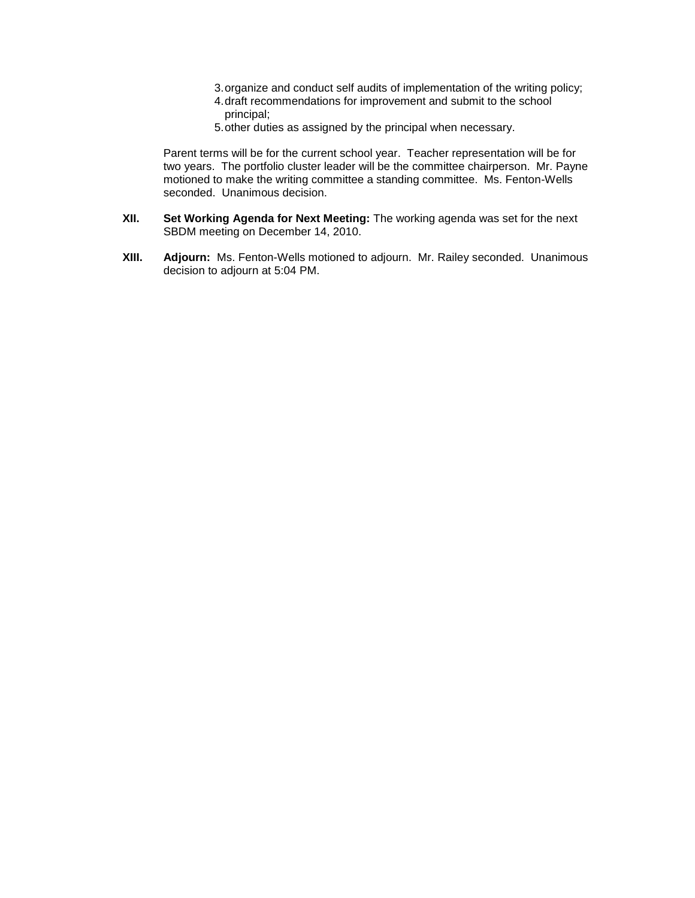3. organize and conduct self audits of implementation of the writing policy;
4. draft recommendations for improvement and submit to the school principal;
5. other duties as assigned by the principal when necessary.

Parent terms will be for the current school year. Teacher representation will be for two years. The portfolio cluster leader will be the committee chairperson. Mr. Payne motioned to make the writing committee a standing committee. Ms. Fenton-Wells seconded. Unanimous decision.

**XII.** **Set Working Agenda for Next Meeting:** The working agenda was set for the next SBDM meeting on December 14, 2010.

**XIII.** **Adjourn:** Ms. Fenton-Wells motioned to adjourn. Mr. Railey seconded. Unanimous decision to adjourn at 5:04 PM.